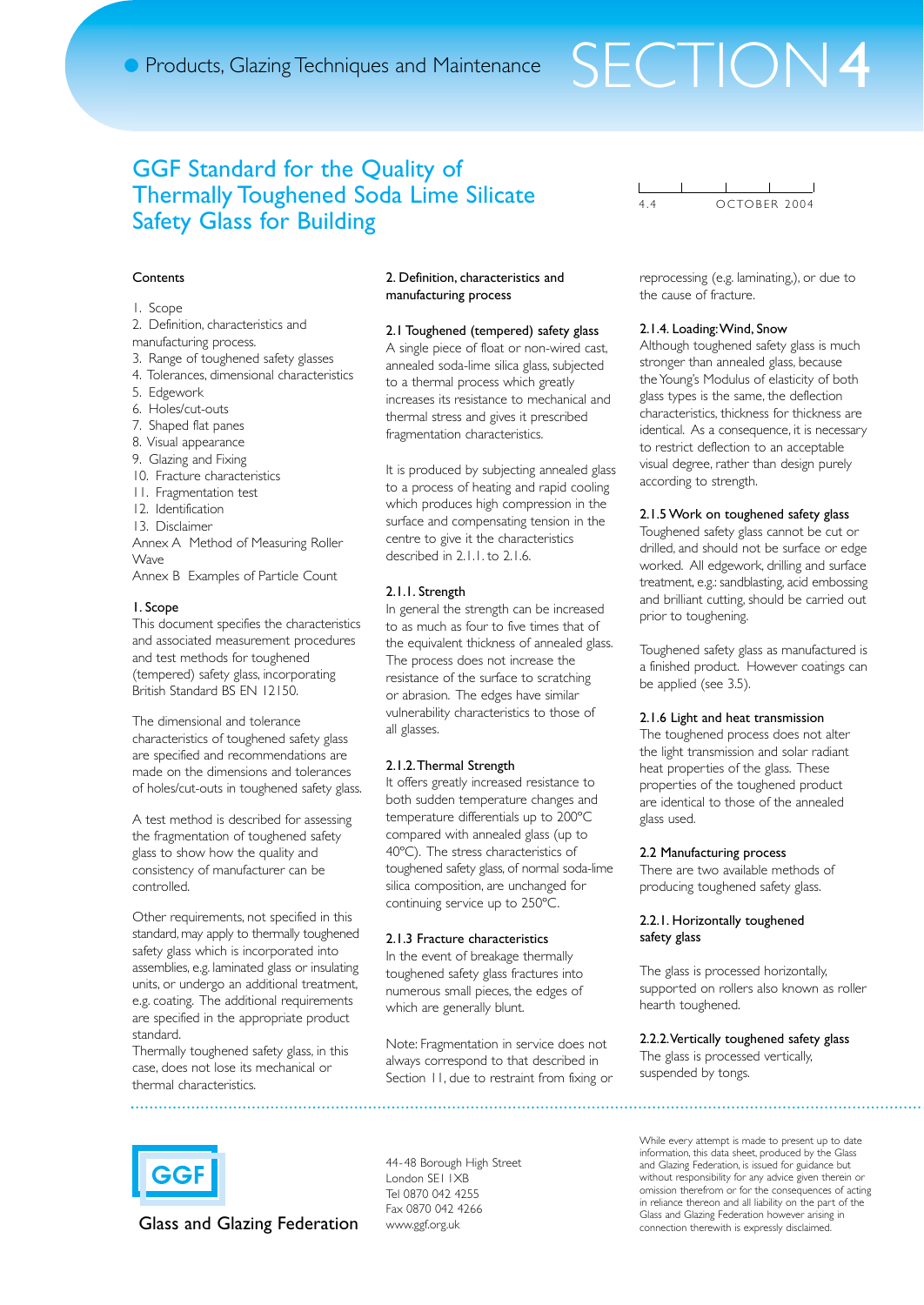Products, Glazing Techniques and Maintenance SECTION 4

# GGF Standard for the Quality of Thermally Toughened Soda Lime Silicate Safety Glass for Building

4.4 OCTOBER 2004

### Contents

1. Scope
2. Definition, characteristics and manufacturing process.
3. Range of toughened safety glasses
4. Tolerances, dimensional characteristics
5. Edgework
6. Holes/cut-outs
7. Shaped flat panes
8. Visual appearance
9. Glazing and Fixing
10. Fracture characteristics
11. Fragmentation test
12. Identification
13. Disclaimer

Annex A Method of Measuring Roller Wave

Annex B Examples of Particle Count

## 1. Scope

This document specifies the characteristics and associated measurement procedures and test methods for toughened (tempered) safety glass, incorporating British Standard BS EN 12150.

The dimensional and tolerance characteristics of toughened safety glass are specified and recommendations are made on the dimensions and tolerances of holes/cut-outs in toughened safety glass.

A test method is described for assessing the fragmentation of toughened safety glass to show how the quality and consistency of manufacturer can be controlled.

Other requirements, not specified in this standard, may apply to thermally toughened safety glass which is incorporated into assemblies, e.g. laminated glass or insulating units, or undergo an additional treatment, e.g. coating. The additional requirements are specified in the appropriate product standard.

Thermally toughened safety glass, in this case, does not lose its mechanical or thermal characteristics.

## 2. Definition, characteristics and manufacturing process

### 2.1 Toughened (tempered) safety glass

A single piece of float or non-wired cast, annealed soda-lime silica glass, subjected to a thermal process which greatly increases its resistance to mechanical and thermal stress and gives it prescribed fragmentation characteristics.

It is produced by subjecting annealed glass to a process of heating and rapid cooling which produces high compression in the surface and compensating tension in the centre to give it the characteristics described in 2.1.1. to 2.1.6.

#### 2.1.1. Strength

In general the strength can be increased to as much as four to five times that of the equivalent thickness of annealed glass. The process does not increase the resistance of the surface to scratching or abrasion. The edges have similar vulnerability characteristics to those of all glasses.

#### 2.1.2. Thermal Strength

It offers greatly increased resistance to both sudden temperature changes and temperature differentials up to 200°C compared with annealed glass (up to 40°C). The stress characteristics of toughened safety glass, of normal soda-lime silica composition, are unchanged for continuing service up to 250°C.

#### 2.1.3 Fracture characteristics

In the event of breakage thermally toughened safety glass fractures into numerous small pieces, the edges of which are generally blunt.

Note: Fragmentation in service does not always correspond to that described in Section 11, due to restraint from fixing or reprocessing (e.g. laminating,), or due to the cause of fracture.

#### 2.1.4. Loading: Wind, Snow

Although toughened safety glass is much stronger than annealed glass, because the Young's Modulus of elasticity of both glass types is the same, the deflection characteristics, thickness for thickness are identical. As a consequence, it is necessary to restrict deflection to an acceptable visual degree, rather than design purely according to strength.

#### 2.1.5 Work on toughened safety glass

Toughened safety glass cannot be cut or drilled, and should not be surface or edge worked. All edgework, drilling and surface treatment, e.g.: sandblasting, acid embossing and brilliant cutting, should be carried out prior to toughening.

Toughened safety glass as manufactured is a finished product. However coatings can be applied (see 3.5).

#### 2.1.6 Light and heat transmission

The toughened process does not alter the light transmission and solar radiant heat properties of the glass. These properties of the toughened product are identical to those of the annealed glass used.

### 2.2 Manufacturing process

There are two available methods of producing toughened safety glass.

#### 2.2.1. Horizontally toughened safety glass

The glass is processed horizontally, supported on rollers also known as roller hearth toughened.

#### 2.2.2. Vertically toughened safety glass

The glass is processed vertically, suspended by tongs.

---

GGF

Glass and Glazing Federation

44-48 Borough High Street
London SE1 1XB
Tel 0870 042 4255
Fax 0870 042 4266
www.ggf.org.uk

While every attempt is made to present up to date information, this data sheet, produced by the Glass and Glazing Federation, is issued for guidance but without responsibility for any advice given therein or omission therefrom or for the consequences of acting in reliance thereon and all liability on the part of the Glass and Glazing Federation however arising in connection therewith is expressly disclaimed.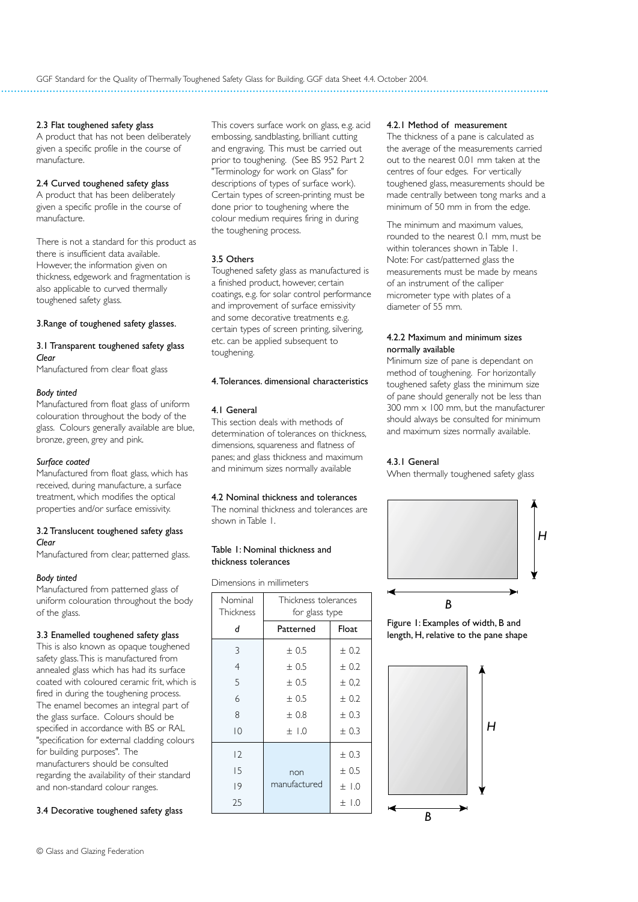### 2.3 Flat toughened safety glass

A product that has not been deliberately given a specific profile in the course of manufacture.

### 2.4 Curved toughened safety glass

A product that has been deliberately given a specific profile in the course of manufacture.

There is not a standard for this product as there is insufficient data available. However, the information given on thickness, edgework and fragmentation is also applicable to curved thermally toughened safety glass.

## 3.Range of toughened safety glasses.

### 3.1 Transparent toughened safety glass

*Clear*

Manufactured from clear float glass

*Body tinted*

Manufactured from float glass of uniform colouration throughout the body of the glass. Colours generally available are blue, bronze, green, grey and pink.

*Surface coated*

Manufactured from float glass, which has received, during manufacture, a surface treatment, which modifies the optical properties and/or surface emissivity.

### 3.2 Translucent toughened safety glass

*Clear*

Manufactured from clear, patterned glass.

*Body tinted*

Manufactured from patterned glass of uniform colouration throughout the body of the glass.

### 3.3 Enamelled toughened safety glass

This is also known as opaque toughened safety glass. This is manufactured from annealed glass which has had its surface coated with coloured ceramic frit, which is fired in during the toughening process. The enamel becomes an integral part of the glass surface. Colours should be specified in accordance with BS or RAL "specification for external cladding colours for building purposes". The manufacturers should be consulted regarding the availability of their standard and non-standard colour ranges.

### 3.4 Decorative toughened safety glass

This covers surface work on glass, e.g. acid embossing, sandblasting, brilliant cutting and engraving. This must be carried out prior to toughening. (See BS 952 Part 2 "Terminology for work on Glass" for descriptions of types of surface work). Certain types of screen-printing must be done prior to toughening where the colour medium requires firing in during the toughening process.

### 3.5 Others

Toughened safety glass as manufactured is a finished product, however, certain coatings, e.g. for solar control performance and improvement of surface emissivity and some decorative treatments e.g. certain types of screen printing, silvering, etc. can be applied subsequent to toughening.

## 4. Tolerances. dimensional characteristics

### 4.1 General

This section deals with methods of determination of tolerances on thickness, dimensions, squareness and flatness of panes; and glass thickness and maximum and minimum sizes normally available

### 4.2 Nominal thickness and tolerances

The nominal thickness and tolerances are shown in Table 1.

Table 1: Nominal thickness and thickness tolerances

Dimensions in millimeters

| Nominal Thickness | Thickness tolerances for glass type | |
|---|---|---|
| *d* | Patterned | Float |
| 3 | ± 0.5 | ± 0.2 |
| 4 | ± 0.5 | ± 0.2 |
| 5 | ± 0.5 | ± 0.2 |
| 6 | ± 0.5 | ± 0.2 |
| 8 | ± 0.8 | ± 0.3 |
| 10 | ± 1.0 | ± 0.3 |
| 12 | non manufactured | ± 0.3 |
| 15 | | ± 0.5 |
| 19 | | ± 1.0 |
| 25 | | ± 1.0 |

#### 4.2.1 Method of measurement

The thickness of a pane is calculated as the average of the measurements carried out to the nearest 0.01 mm taken at the centres of four edges. For vertically toughened glass, measurements should be made centrally between tong marks and a minimum of 50 mm in from the edge.

The minimum and maximum values, rounded to the nearest 0.1 mm, must be within tolerances shown in Table 1.

Note: For cast/patterned glass the measurements must be made by means of an instrument of the calliper micrometer type with plates of a diameter of 55 mm.

#### 4.2.2 Maximum and minimum sizes normally available

Minimum size of pane is dependant on method of toughening. For horizontally toughened safety glass the minimum size of pane should generally not be less than 300 mm x 100 mm, but the manufacturer should always be consulted for minimum and maximum sizes normally available.

#### 4.3.1 General

When thermally toughened safety glass

Figure 1: Examples of width, B and length, H, relative to the pane shape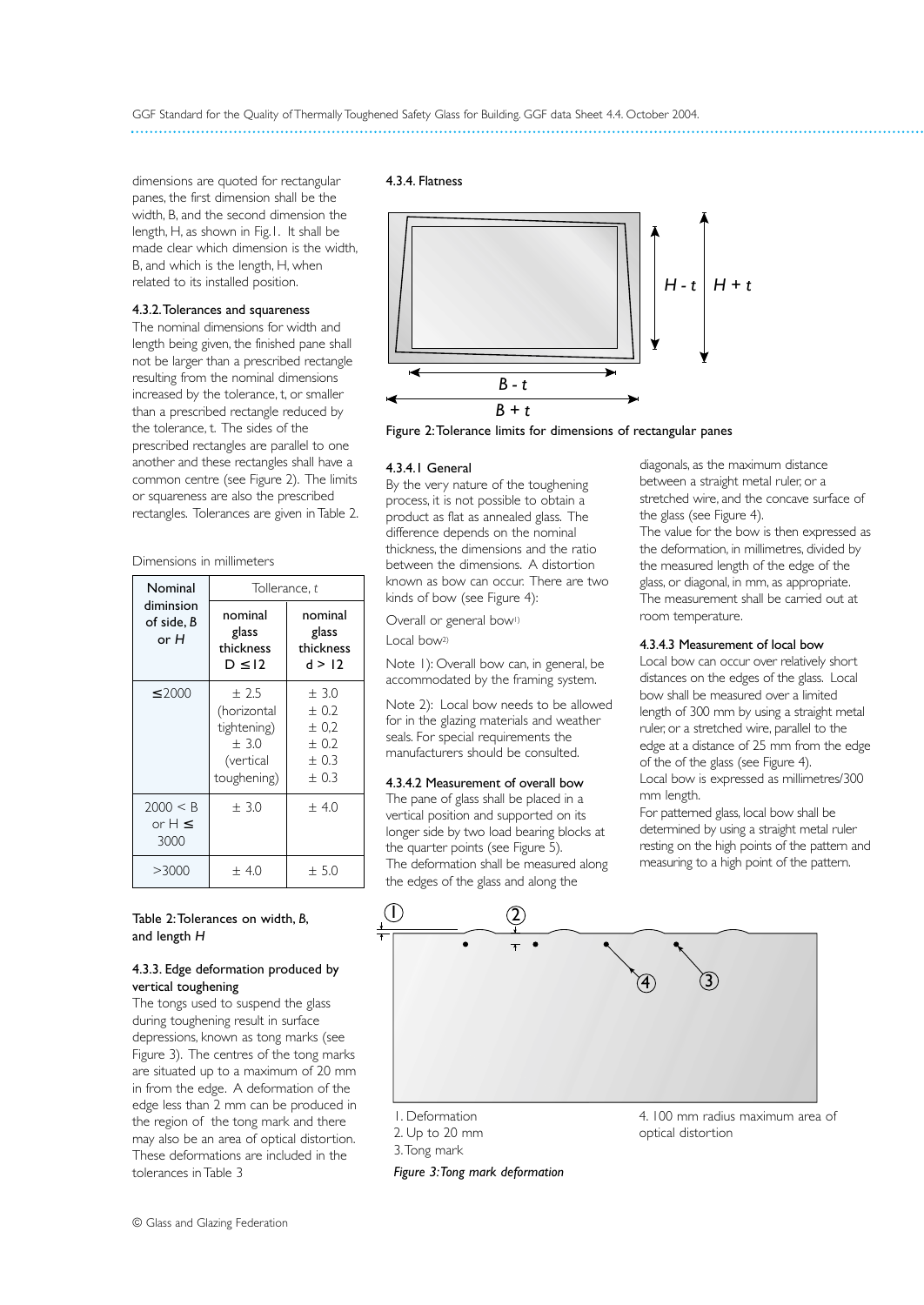dimensions are quoted for rectangular panes, the first dimension shall be the width, B, and the second dimension the length, H, as shown in Fig.1. It shall be made clear which dimension is the width, B, and which is the length, H, when related to its installed position.

#### 4.3.2. Tolerances and squareness

The nominal dimensions for width and length being given, the finished pane shall not be larger than a prescribed rectangle resulting from the nominal dimensions increased by the tolerance, t, or smaller than a prescribed rectangle reduced by the tolerance, t. The sides of the prescribed rectangles are parallel to one another and these rectangles shall have a common centre (see Figure 2). The limits or squareness are also the prescribed rectangles. Tolerances are given in Table 2.

Dimensions in millimeters

| Nominal dimension of side, *B* or *H* | Tollerance, *t* | |
|---|---|---|
| | nominal glass thickness D ≤12 | nominal glass thickness d > 12 |
| ≤2000 | ± 2.5 (horizontal tightening) ± 3.0 (vertical toughening) | ± 3.0 ± 0.2 ± 0.2 ± 0.2 ± 0.3 ± 0.3 |
| 2000 < B or H ≤ 3000 | ± 3.0 | ± 4.0 |
| >3000 | ± 4.0 | ± 5.0 |

Table 2: Tolerances on width, *B*, and length *H*

#### 4.3.3. Edge deformation produced by vertical toughening

The tongs used to suspend the glass during toughening result in surface depressions, known as tong marks (see Figure 3). The centres of the tong marks are situated up to a maximum of 20 mm in from the edge. A deformation of the edge less than 2 mm can be produced in the region of the tong mark and there may also be an area of optical distortion. These deformations are included in the tolerances in Table 3

#### 4.3.4. Flatness

*H - t* *H + t* *B - t* *B + t*

Figure 2: Tolerance limits for dimensions of rectangular panes

#### 4.3.4.1 General

By the very nature of the toughening process, it is not possible to obtain a product as flat as annealed glass. The difference depends on the nominal thickness, the dimensions and the ratio between the dimensions. A distortion known as bow can occur. There are two kinds of bow (see Figure 4):

Overall or general bow[1]

Local bow[2]

Note 1): Overall bow can, in general, be accommodated by the framing system.

Note 2): Local bow needs to be allowed for in the glazing materials and weather seals. For special requirements the manufacturers should be consulted.

#### 4.3.4.2 Measurement of overall bow

The pane of glass shall be placed in a vertical position and supported on its longer side by two load bearing blocks at the quarter points (see Figure 5).

The deformation shall be measured along the edges of the glass and along the diagonals, as the maximum distance between a straight metal ruler, or a stretched wire, and the concave surface of the glass (see Figure 4).

The value for the bow is then expressed as the deformation, in millimetres, divided by the measured length of the edge of the glass, or diagonal, in mm, as appropriate. The measurement shall be carried out at room temperature.

#### 4.3.4.3 Measurement of local bow

Local bow can occur over relatively short distances on the edges of the glass. Local bow shall be measured over a limited length of 300 mm by using a straight metal ruler, or a stretched wire, parallel to the edge at a distance of 25 mm from the edge of the of the glass (see Figure 4).

Local bow is expressed as millimetres/300 mm length.

For patterned glass, local bow shall be determined by using a straight metal ruler resting on the high points of the pattern and measuring to a high point of the pattern.

1. Deformation
2. Up to 20 mm
3. Tong mark
4. 100 mm radius maximum area of optical distortion

*Figure 3: Tong mark deformation*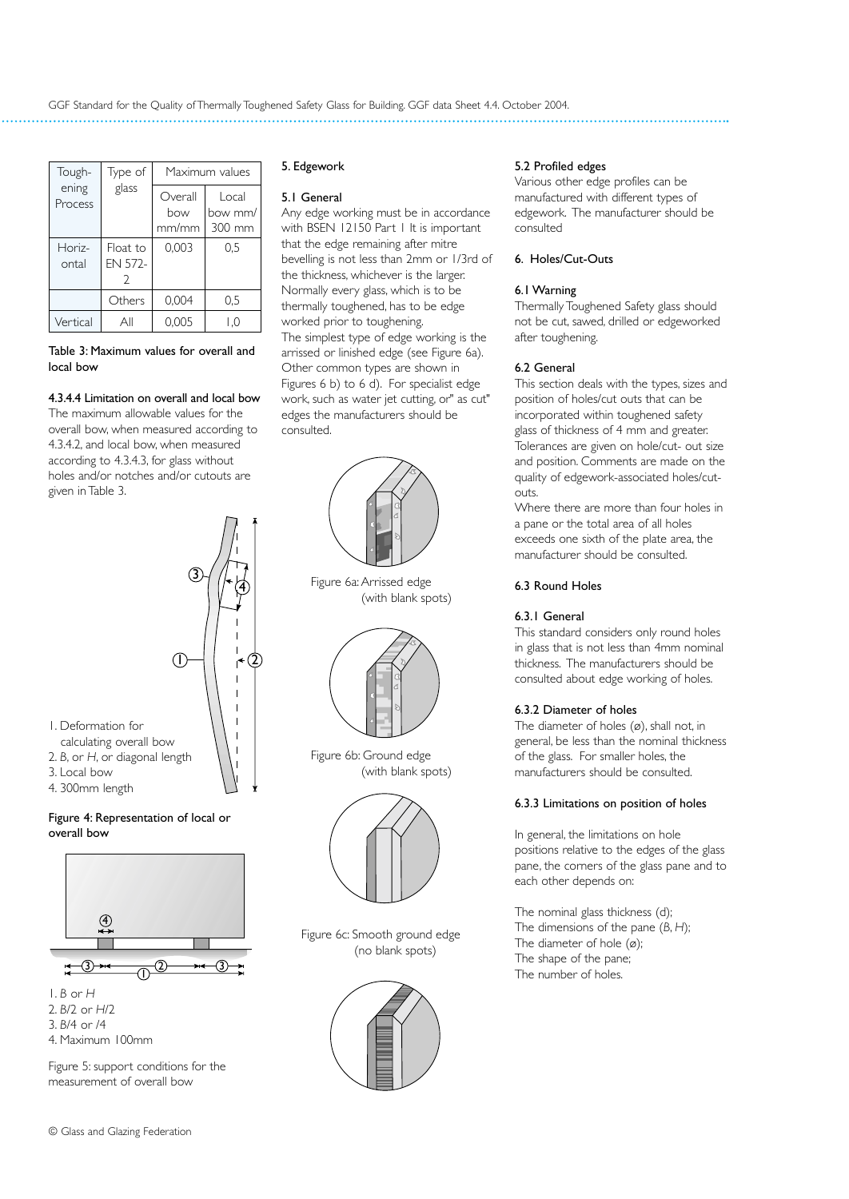| Toughening Process | Type of glass | Maximum values | |
|---|---|---|---|
| | | Overall bow mm/mm | Local bow mm/ 300 mm |
| Horizontal | Float to EN 572-2 | 0,003 | 0,5 |
| | Others | 0,004 | 0,5 |
| Vertical | All | 0,005 | 1,0 |

Table 3: Maximum values for overall and local bow

#### 4.3.4.4 Limitation on overall and local bow

The maximum allowable values for the overall bow, when measured according to 4.3.4.2, and local bow, when measured according to 4.3.4.3, for glass without holes and/or notches and/or cutouts are given in Table 3.

1. Deformation for calculating overall bow
2. *B*, or *H*, or diagonal length
3. Local bow
4. 300mm length

Figure 4: Representation of local or overall bow

1. *B* or *H*
2. *B*/2 or *H*/2
3. *B*/4 or /4
4. Maximum 100mm

Figure 5: support conditions for the measurement of overall bow

## 5. Edgework

### 5.1 General

Any edge working must be in accordance with BSEN 12150 Part 1 It is important that the edge remaining after mitre bevelling is not less than 2mm or 1/3rd of the thickness, whichever is the larger. Normally every glass, which is to be thermally toughened, has to be edge worked prior to toughening.

The simplest type of edge working is the arrissed or linished edge (see Figure 6a). Other common types are shown in Figures 6 b) to 6 d). For specialist edge work, such as water jet cutting, or" as cut" edges the manufacturers should be consulted.

Figure 6a: Arrissed edge (with blank spots)

Figure 6b: Ground edge (with blank spots)

Figure 6c: Smooth ground edge (no blank spots)

### 5.2 Profiled edges

Various other edge profiles can be manufactured with different types of edgework. The manufacturer should be consulted

## 6. Holes/Cut-Outs

### 6.1 Warning

Thermally Toughened Safety glass should not be cut, sawed, drilled or edgeworked after toughening.

### 6.2 General

This section deals with the types, sizes and position of holes/cut outs that can be incorporated within toughened safety glass of thickness of 4 mm and greater. Tolerances are given on hole/cut- out size and position. Comments are made on the quality of edgework-associated holes/cut-outs.

Where there are more than four holes in a pane or the total area of all holes exceeds one sixth of the plate area, the manufacturer should be consulted.

### 6.3 Round Holes

#### 6.3.1 General

This standard considers only round holes in glass that is not less than 4mm nominal thickness. The manufacturers should be consulted about edge working of holes.

#### 6.3.2 Diameter of holes

The diameter of holes (ø), shall not, in general, be less than the nominal thickness of the glass. For smaller holes, the manufacturers should be consulted.

#### 6.3.3 Limitations on position of holes

In general, the limitations on hole positions relative to the edges of the glass pane, the corners of the glass pane and to each other depends on:

The nominal glass thickness (d);
The dimensions of the pane (*B*, *H*);
The diameter of hole (ø);
The shape of the pane;
The number of holes.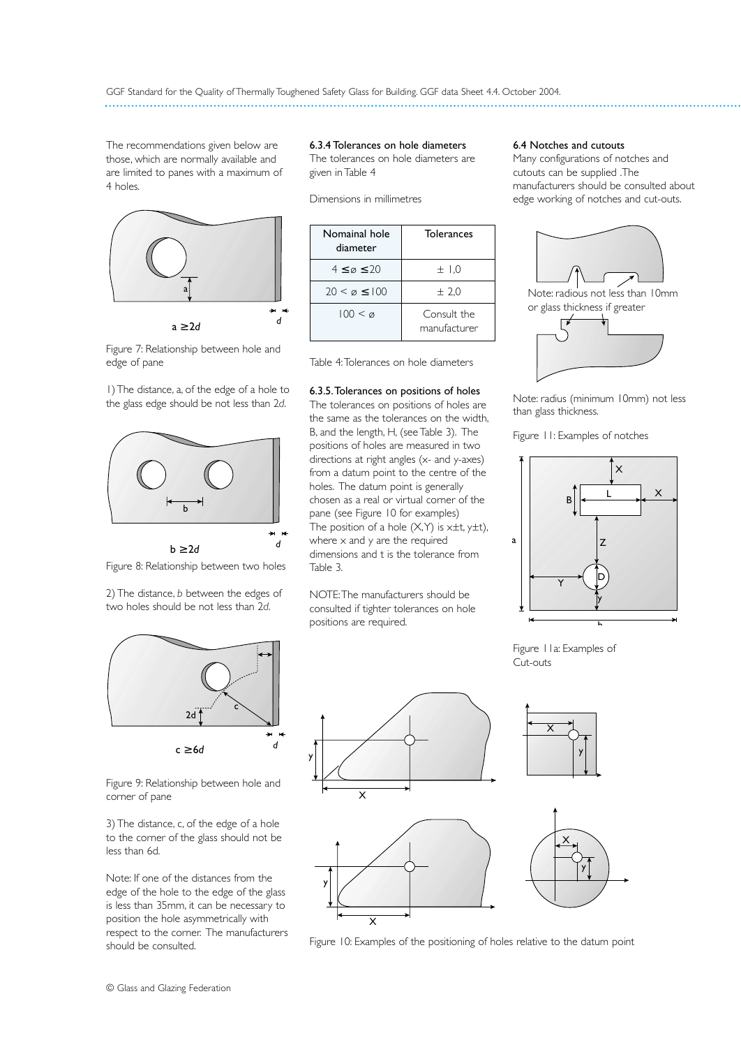The recommendations given below are those, which are normally available and are limited to panes with a maximum of 4 holes.

$a \geq 2d$

Figure 7: Relationship between hole and edge of pane

1) The distance, a, of the edge of a hole to the glass edge should be not less than 2*d*.

$b \geq 2d$

Figure 8: Relationship between two holes

2) The distance, *b* between the edges of two holes should be not less than 2*d*.

$c \geq 6d$

Figure 9: Relationship between hole and corner of pane

3) The distance, c, of the edge of a hole to the corner of the glass should not be less than 6d.

Note: If one of the distances from the edge of the hole to the edge of the glass is less than 35mm, it can be necessary to position the hole asymmetrically with respect to the corner. The manufacturers should be consulted.

### 6.3.4 Tolerances on hole diameters

The tolerances on hole diameters are given in Table 4

Dimensions in millimetres

| Nomainal hole diameter | Tolerances |
|---|---|
| $4 \leq ø \leq 20$ | ± 1,0 |
| $20 < ø \leq 100$ | ± 2,0 |
| $100 < ø$ | Consult the manufacturer |

Table 4: Tolerances on hole diameters

### 6.3.5. Tolerances on positions of holes

The tolerances on positions of holes are the same as the tolerances on the width, B, and the length, H, (see Table 3). The positions of holes are measured in two directions at right angles (x- and y-axes) from a datum point to the centre of the holes. The datum point is generally chosen as a real or virtual corner of the pane (see Figure 10 for examples)
The position of a hole (X,Y) is $x \pm t$, $y \pm t$), where x and y are the required dimensions and t is the tolerance from Table 3.

NOTE: The manufacturers should be consulted if tighter tolerances on hole positions are required.

Figure 10: Examples of the positioning of holes relative to the datum point

### 6.4 Notches and cutouts

Many configurations of notches and cutouts can be supplied .The manufacturers should be consulted about edge working of notches and cut-outs.

Note: radious not less than 10mm or glass thickness if greater

Note: radius (minimum 10mm) not less than glass thickness.

Figure 11: Examples of notches

Figure 11a: Examples of Cut-outs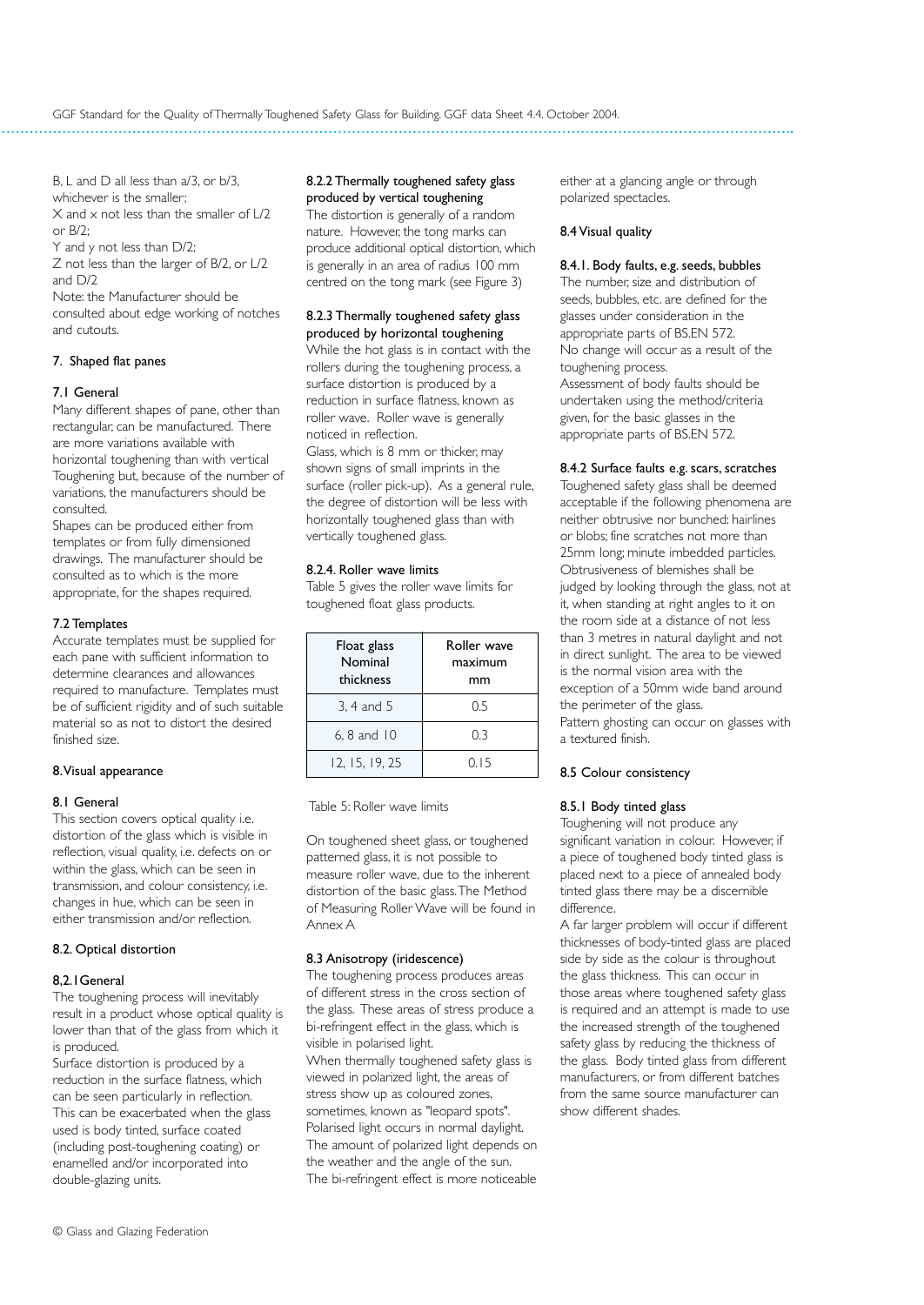B, L and D all less than a/3, or b/3, whichever is the smaller;
X and x not less than the smaller of L/2 or B/2;
Y and y not less than D/2;
Z not less than the larger of B/2, or L/2 and D/2
Note: the Manufacturer should be consulted about edge working of notches and cutouts.

## 7. Shaped flat panes

### 7.1 General

Many different shapes of pane, other than rectangular, can be manufactured. There are more variations available with horizontal toughening than with vertical Toughening but, because of the number of variations, the manufacturers should be consulted.

Shapes can be produced either from templates or from fully dimensioned drawings. The manufacturer should be consulted as to which is the more appropriate, for the shapes required.

### 7.2 Templates

Accurate templates must be supplied for each pane with sufficient information to determine clearances and allowances required to manufacture. Templates must be of sufficient rigidity and of such suitable material so as not to distort the desired finished size.

## 8. Visual appearance

### 8.1 General

This section covers optical quality i.e. distortion of the glass which is visible in reflection, visual quality, i.e. defects on or within the glass, which can be seen in transmission, and colour consistency, i.e. changes in hue, which can be seen in either transmission and/or reflection.

### 8.2. Optical distortion

#### 8,2.1 General

The toughening process will inevitably result in a product whose optical quality is lower than that of the glass from which it is produced.

Surface distortion is produced by a reduction in the surface flatness, which can be seen particularly in reflection. This can be exacerbated when the glass used is body tinted, surface coated (including post-toughening coating) or enamelled and/or incorporated into double-glazing units.

#### 8.2.2 Thermally toughened safety glass produced by vertical toughening

The distortion is generally of a random nature. However, the tong marks can produce additional optical distortion, which is generally in an area of radius 100 mm centred on the tong mark (see Figure 3)

#### 8.2.3 Thermally toughened safety glass produced by horizontal toughening

While the hot glass is in contact with the rollers during the toughening process, a surface distortion is produced by a reduction in surface flatness, known as roller wave. Roller wave is generally noticed in reflection.

Glass, which is 8 mm or thicker, may shown signs of small imprints in the surface (roller pick-up). As a general rule, the degree of distortion will be less with horizontally toughened glass than with vertically toughened glass.

#### 8.2.4. Roller wave limits

Table 5 gives the roller wave limits for toughened float glass products.

| Float glass Nominal thickness | Roller wave maximum mm |
|---|---|
| 3, 4 and 5 | 0.5 |
| 6, 8 and 10 | 0.3 |
| 12, 15, 19, 25 | 0.15 |

Table 5: Roller wave limits

On toughened sheet glass, or toughened patterned glass, it is not possible to measure roller wave, due to the inherent distortion of the basic glass. The Method of Measuring Roller Wave will be found in Annex A

### 8.3 Anisotropy (iridescence)

The toughening process produces areas of different stress in the cross section of the glass. These areas of stress produce a bi-refringent effect in the glass, which is visible in polarised light.

When thermally toughened safety glass is viewed in polarized light, the areas of stress show up as coloured zones, sometimes, known as "leopard spots". Polarised light occurs in normal daylight. The amount of polarized light depends on the weather and the angle of the sun. The bi-refringent effect is more noticeable either at a glancing angle or through polarized spectacles.

### 8.4 Visual quality

#### 8.4.1. Body faults, e.g. seeds, bubbles

The number, size and distribution of seeds, bubbles, etc. are defined for the glasses under consideration in the appropriate parts of BS.EN 572.

No change will occur as a result of the toughening process.

Assessment of body faults should be undertaken using the method/criteria given, for the basic glasses in the appropriate parts of BS.EN 572.

#### 8.4.2 Surface faults e.g. scars, scratches

Toughened safety glass shall be deemed acceptable if the following phenomena are neither obtrusive nor bunched: hairlines or blobs; fine scratches not more than 25mm long; minute imbedded particles. Obtrusiveness of blemishes shall be judged by looking through the glass, not at it, when standing at right angles to it on the room side at a distance of not less than 3 metres in natural daylight and not in direct sunlight. The area to be viewed is the normal vision area with the exception of a 50mm wide band around the perimeter of the glass.

Pattern ghosting can occur on glasses with a textured finish.

### 8.5 Colour consistency

#### 8.5.1 Body tinted glass

Toughening will not produce any significant variation in colour. However, if a piece of toughened body tinted glass is placed next to a piece of annealed body tinted glass there may be a discernible difference.

A far larger problem will occur if different thicknesses of body-tinted glass are placed side by side as the colour is throughout the glass thickness. This can occur in those areas where toughened safety glass is required and an attempt is made to use the increased strength of the toughened safety glass by reducing the thickness of the glass. Body tinted glass from different manufacturers, or from different batches from the same source manufacturer can show different shades.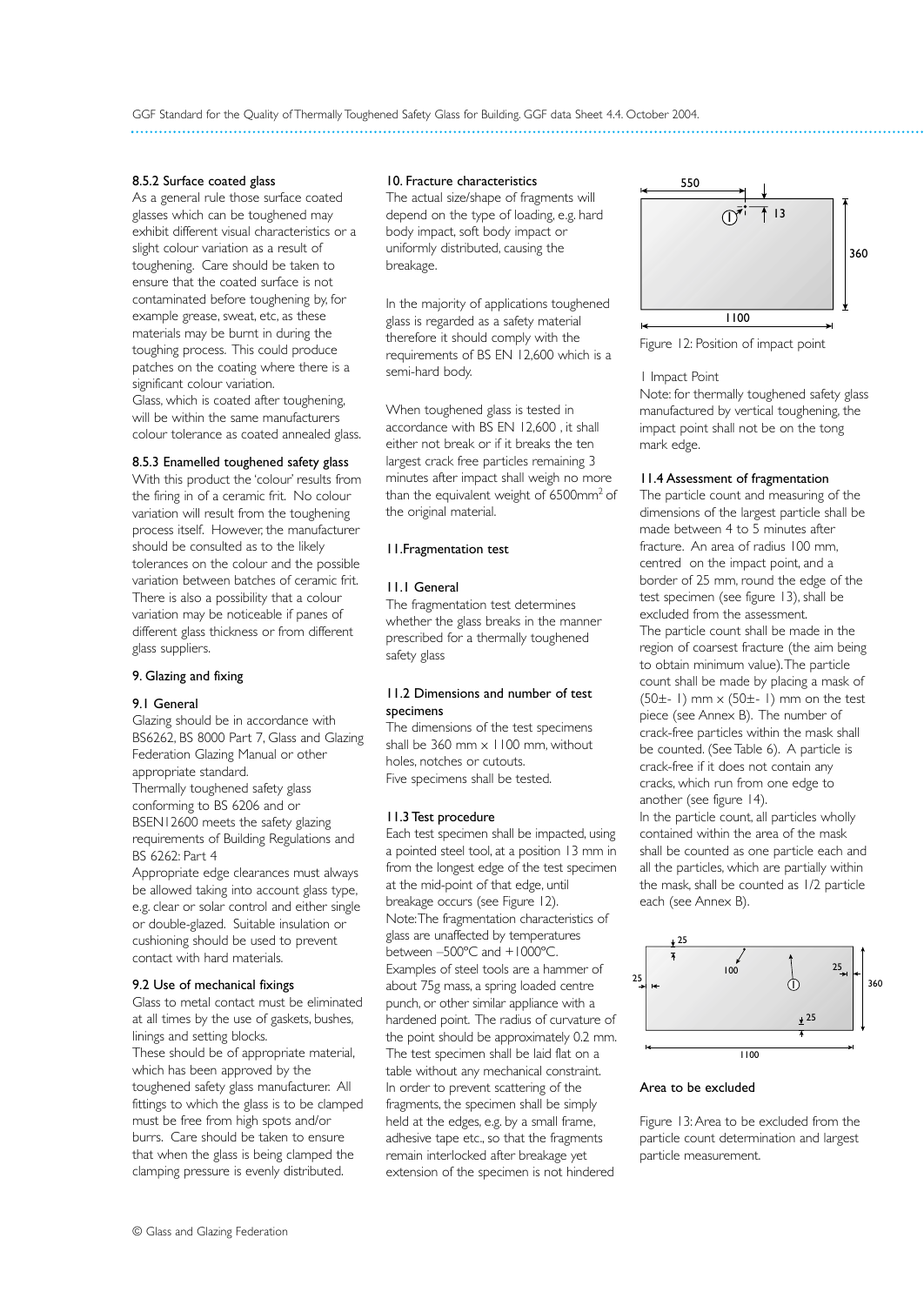### 8.5.2 Surface coated glass

As a general rule those surface coated glasses which can be toughened may exhibit different visual characteristics or a slight colour variation as a result of toughening. Care should be taken to ensure that the coated surface is not contaminated before toughening by, for example grease, sweat, etc, as these materials may be burnt in during the toughing process. This could produce patches on the coating where there is a significant colour variation.

Glass, which is coated after toughening, will be within the same manufacturers colour tolerance as coated annealed glass.

### 8.5.3 Enamelled toughened safety glass

With this product the 'colour' results from the firing in of a ceramic frit. No colour variation will result from the toughening process itself. However, the manufacturer should be consulted as to the likely tolerances on the colour and the possible variation between batches of ceramic frit. There is also a possibility that a colour variation may be noticeable if panes of different glass thickness or from different glass suppliers.

## 9. Glazing and fixing

### 9.1 General

Glazing should be in accordance with BS6262, BS 8000 Part 7, Glass and Glazing Federation Glazing Manual or other appropriate standard.

Thermally toughened safety glass conforming to BS 6206 and or BSEN12600 meets the safety glazing requirements of Building Regulations and BS 6262: Part 4

Appropriate edge clearances must always be allowed taking into account glass type, e.g. clear or solar control and either single or double-glazed. Suitable insulation or cushioning should be used to prevent contact with hard materials.

### 9.2 Use of mechanical fixings

Glass to metal contact must be eliminated at all times by the use of gaskets, bushes, linings and setting blocks.

These should be of appropriate material, which has been approved by the toughened safety glass manufacturer. All fittings to which the glass is to be clamped must be free from high spots and/or burrs. Care should be taken to ensure that when the glass is being clamped the clamping pressure is evenly distributed.

## 10. Fracture characteristics

The actual size/shape of fragments will depend on the type of loading, e.g. hard body impact, soft body impact or uniformly distributed, causing the breakage.

In the majority of applications toughened glass is regarded as a safety material therefore it should comply with the requirements of BS EN 12,600 which is a semi-hard body.

When toughened glass is tested in accordance with BS EN 12,600 , it shall either not break or if it breaks the ten largest crack free particles remaining 3 minutes after impact shall weigh no more than the equivalent weight of 6500mm$^2$ of the original material.

## 11.Fragmentation test

### 11.1 General

The fragmentation test determines whether the glass breaks in the manner prescribed for a thermally toughened safety glass

### 11.2 Dimensions and number of test specimens

The dimensions of the test specimens shall be 360 mm x 1100 mm, without holes, notches or cutouts.

Five specimens shall be tested.

### 11.3 Test procedure

Each test specimen shall be impacted, using a pointed steel tool, at a position 13 mm in from the longest edge of the test specimen at the mid-point of that edge, until breakage occurs (see Figure 12).

Note: The fragmentation characteristics of glass are unaffected by temperatures between –500ºC and +1000ºC.

Examples of steel tools are a hammer of about 75g mass, a spring loaded centre punch, or other similar appliance with a hardened point. The radius of curvature of the point should be approximately 0.2 mm.

The test specimen shall be laid flat on a table without any mechanical constraint. In order to prevent scattering of the fragments, the specimen shall be simply held at the edges, e.g. by a small frame, adhesive tape etc., so that the fragments remain interlocked after breakage yet extension of the specimen is not hindered

Figure 12: Position of impact point

1 Impact Point

Note: for thermally toughened safety glass manufactured by vertical toughening, the impact point shall not be on the tong mark edge.

### 11.4 Assessment of fragmentation

The particle count and measuring of the dimensions of the largest particle shall be made between 4 to 5 minutes after fracture. An area of radius 100 mm, centred on the impact point, and a border of 25 mm, round the edge of the test specimen (see figure 13), shall be excluded from the assessment.

The particle count shall be made in the region of coarsest fracture (the aim being to obtain minimum value). The particle count shall be made by placing a mask of (50±- 1) mm x (50±- 1) mm on the test piece (see Annex B). The number of crack-free particles within the mask shall be counted. (See Table 6). A particle is crack-free if it does not contain any cracks, which run from one edge to another (see figure 14).

In the particle count, all particles wholly contained within the area of the mask shall be counted as one particle each and all the particles, which are partially within the mask, shall be counted as 1/2 particle each (see Annex B).

Area to be excluded

Figure 13: Area to be excluded from the particle count determination and largest particle measurement.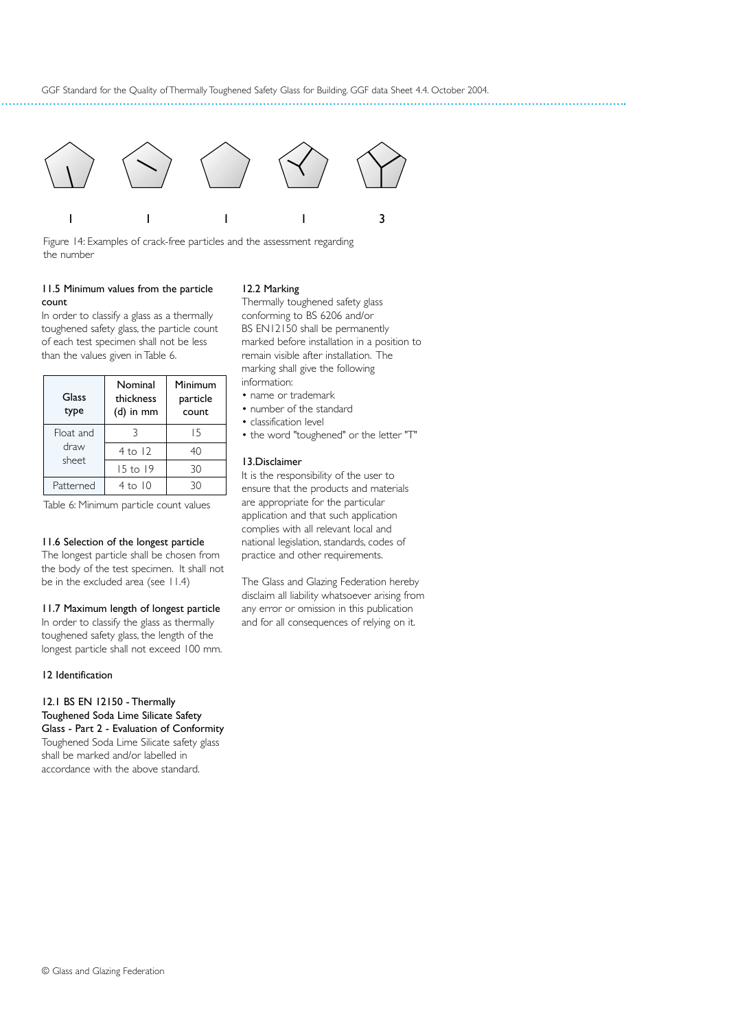1 1 1 1 3

Figure 14: Examples of crack-free particles and the assessment regarding the number

### 11.5 Minimum values from the particle count

In order to classify a glass as a thermally toughened safety glass, the particle count of each test specimen shall not be less than the values given in Table 6.

| Glass type | Nominal thickness (d) in mm | Minimum particle count |
|---|---|---|
| Float and draw sheet | 3 | 15 |
| | 4 to 12 | 40 |
| | 15 to 19 | 30 |
| Patterned | 4 to 10 | 30 |

Table 6: Minimum particle count values

### 11.6 Selection of the longest particle

The longest particle shall be chosen from the body of the test specimen. It shall not be in the excluded area (see 11.4)

### 11.7 Maximum length of longest particle

In order to classify the glass as thermally toughened safety glass, the length of the longest particle shall not exceed 100 mm.

## 12 Identification

### 12.1 BS EN 12150 - Thermally Toughened Soda Lime Silicate Safety Glass - Part 2 - Evaluation of Conformity

Toughened Soda Lime Silicate safety glass shall be marked and/or labelled in accordance with the above standard.

### 12.2 Marking

Thermally toughened safety glass conforming to BS 6206 and/or BS EN12150 shall be permanently marked before installation in a position to remain visible after installation. The marking shall give the following information:

- name or trademark
- number of the standard
- classification level
- the word "toughened" or the letter "T"

## 13.Disclaimer

It is the responsibility of the user to ensure that the products and materials are appropriate for the particular application and that such application complies with all relevant local and national legislation, standards, codes of practice and other requirements.

The Glass and Glazing Federation hereby disclaim all liability whatsoever arising from any error or omission in this publication and for all consequences of relying on it.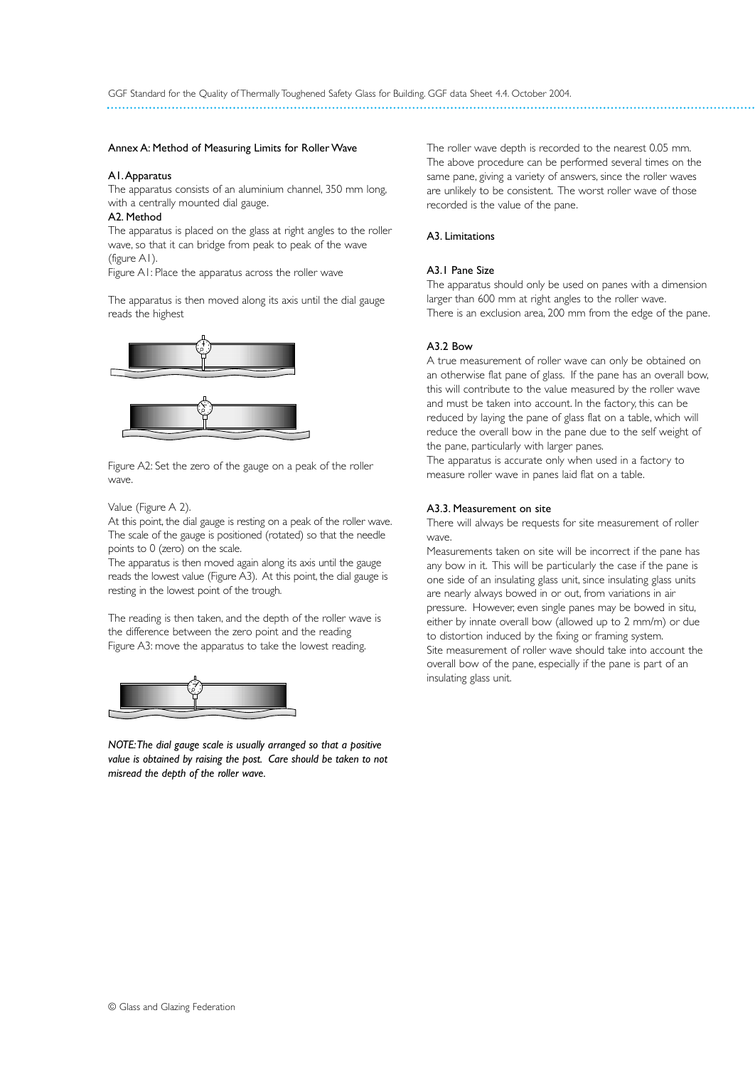## Annex A: Method of Measuring Limits for Roller Wave

### A1. Apparatus

The apparatus consists of an aluminium channel, 350 mm long, with a centrally mounted dial gauge.

### A2. Method

The apparatus is placed on the glass at right angles to the roller wave, so that it can bridge from peak to peak of the wave (figure A1).

Figure A1: Place the apparatus across the roller wave

The apparatus is then moved along its axis until the dial gauge reads the highest

Figure A2: Set the zero of the gauge on a peak of the roller wave.

Value (Figure A 2).

At this point, the dial gauge is resting on a peak of the roller wave. The scale of the gauge is positioned (rotated) so that the needle points to 0 (zero) on the scale.

The apparatus is then moved again along its axis until the gauge reads the lowest value (Figure A3). At this point, the dial gauge is resting in the lowest point of the trough.

The reading is then taken, and the depth of the roller wave is the difference between the zero point and the reading

Figure A3: move the apparatus to take the lowest reading.

*NOTE: The dial gauge scale is usually arranged so that a positive value is obtained by raising the post. Care should be taken to not misread the depth of the roller wave.*

The roller wave depth is recorded to the nearest 0.05 mm. The above procedure can be performed several times on the same pane, giving a variety of answers, since the roller waves are unlikely to be consistent. The worst roller wave of those recorded is the value of the pane.

### A3. Limitations

#### A3.1 Pane Size

The apparatus should only be used on panes with a dimension larger than 600 mm at right angles to the roller wave.

There is an exclusion area, 200 mm from the edge of the pane.

#### A3.2 Bow

A true measurement of roller wave can only be obtained on an otherwise flat pane of glass. If the pane has an overall bow, this will contribute to the value measured by the roller wave and must be taken into account. In the factory, this can be reduced by laying the pane of glass flat on a table, which will reduce the overall bow in the pane due to the self weight of the pane, particularly with larger panes.

The apparatus is accurate only when used in a factory to measure roller wave in panes laid flat on a table.

#### A3.3. Measurement on site

There will always be requests for site measurement of roller wave.

Measurements taken on site will be incorrect if the pane has any bow in it. This will be particularly the case if the pane is one side of an insulating glass unit, since insulating glass units are nearly always bowed in or out, from variations in air pressure. However, even single panes may be bowed in situ, either by innate overall bow (allowed up to 2 mm/m) or due to distortion induced by the fixing or framing system.

Site measurement of roller wave should take into account the overall bow of the pane, especially if the pane is part of an insulating glass unit.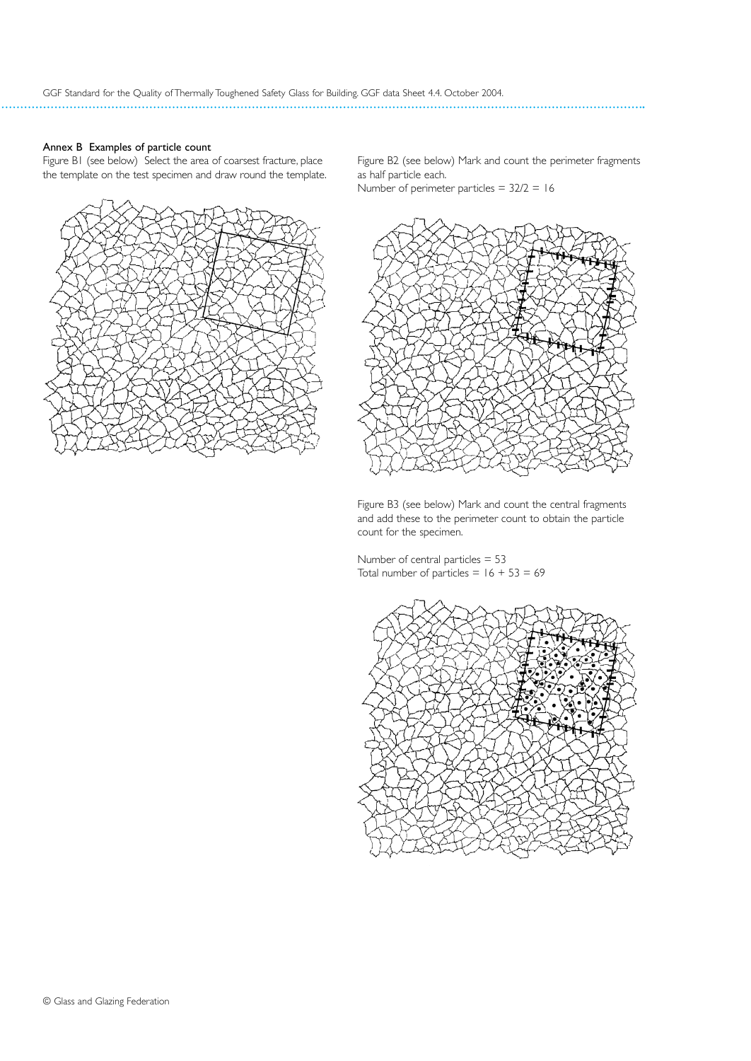#### Annex B Examples of particle count

Figure B1 (see below) Select the area of coarsest fracture, place the template on the test specimen and draw round the template.

Figure B2 (see below) Mark and count the perimeter fragments as half particle each.

Number of perimeter particles = 32/2 = 16

Figure B3 (see below) Mark and count the central fragments and add these to the perimeter count to obtain the particle count for the specimen.

Number of central particles = 53

Total number of particles = 16 + 53 = 69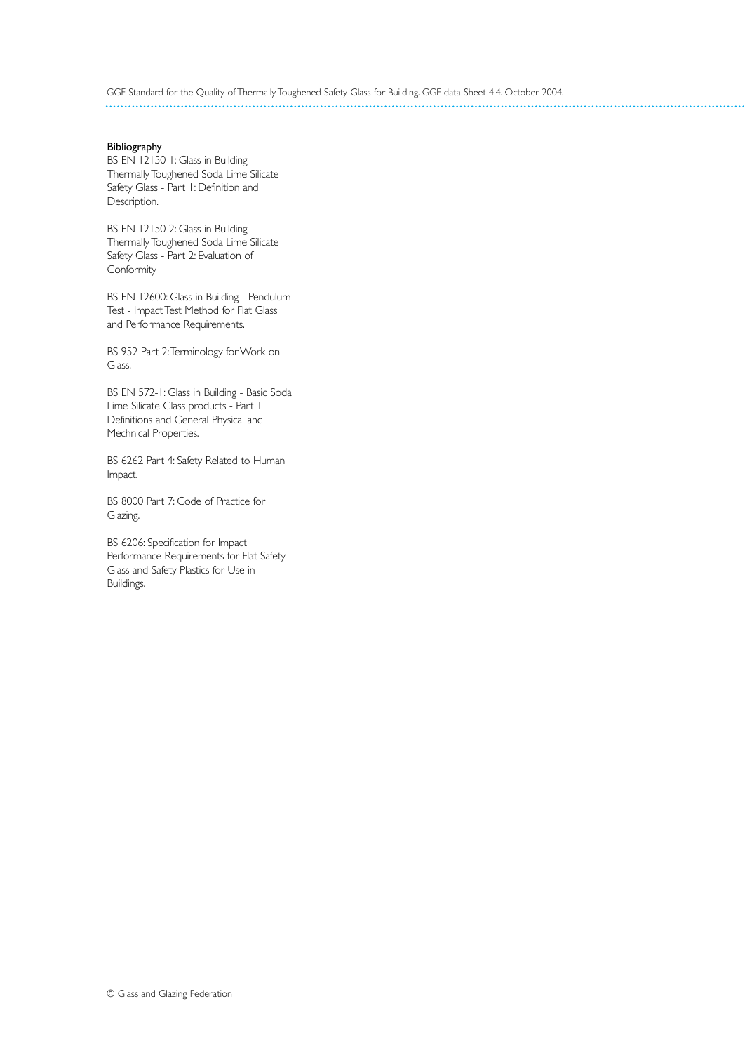**Bibliography**

BS EN 12150-1: Glass in Building - Thermally Toughened Soda Lime Silicate Safety Glass - Part 1: Definition and Description.

BS EN 12150-2: Glass in Building - Thermally Toughened Soda Lime Silicate Safety Glass - Part 2: Evaluation of Conformity

BS EN 12600: Glass in Building - Pendulum Test - Impact Test Method for Flat Glass and Performance Requirements.

BS 952 Part 2: Terminology for Work on Glass.

BS EN 572-1: Glass in Building - Basic Soda Lime Silicate Glass products - Part 1 Definitions and General Physical and Mechnical Properties.

BS 6262 Part 4: Safety Related to Human Impact.

BS 8000 Part 7: Code of Practice for Glazing.

BS 6206: Specification for Impact Performance Requirements for Flat Safety Glass and Safety Plastics for Use in Buildings.

© Glass and Glazing Federation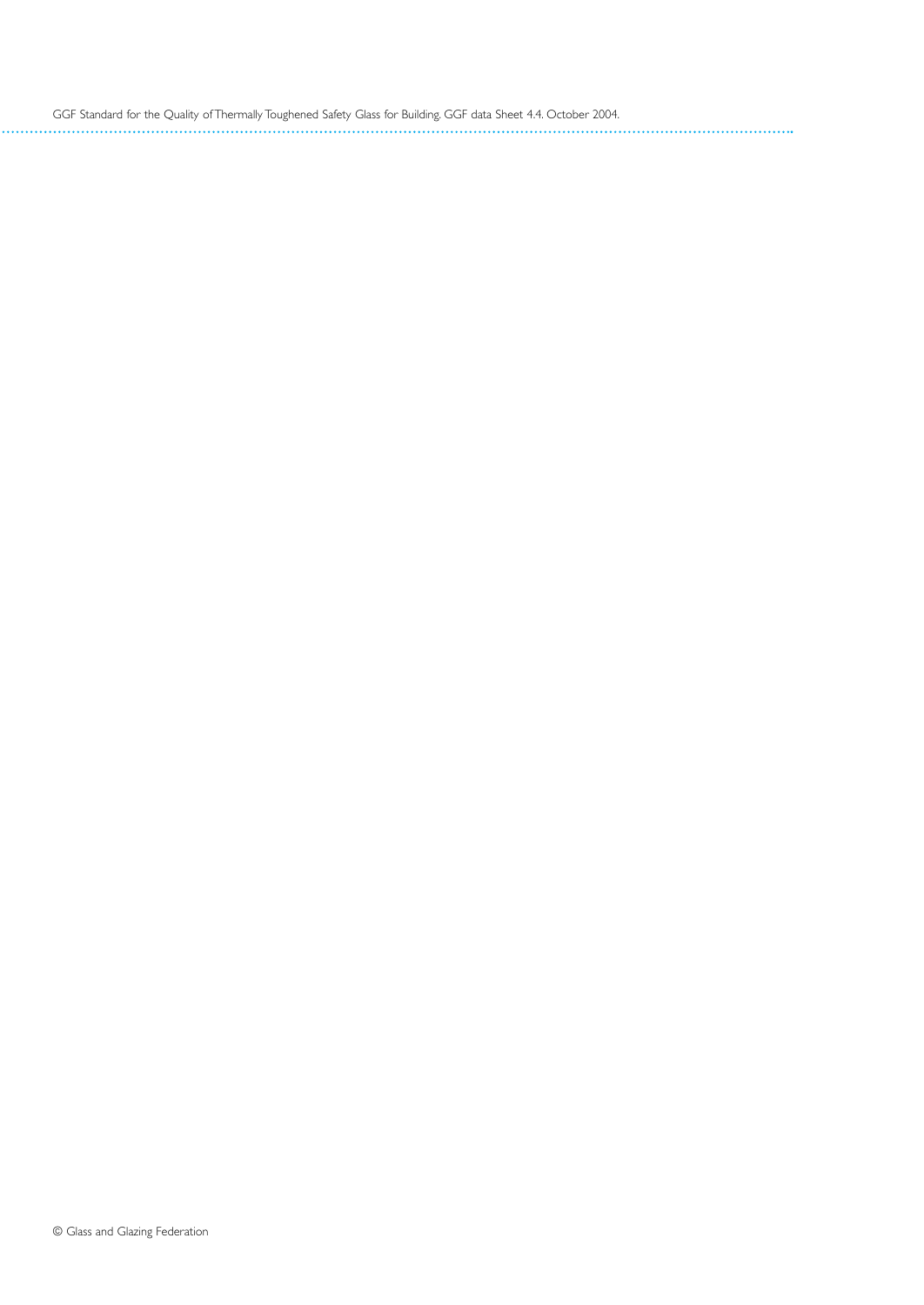© Glass and Glazing Federation